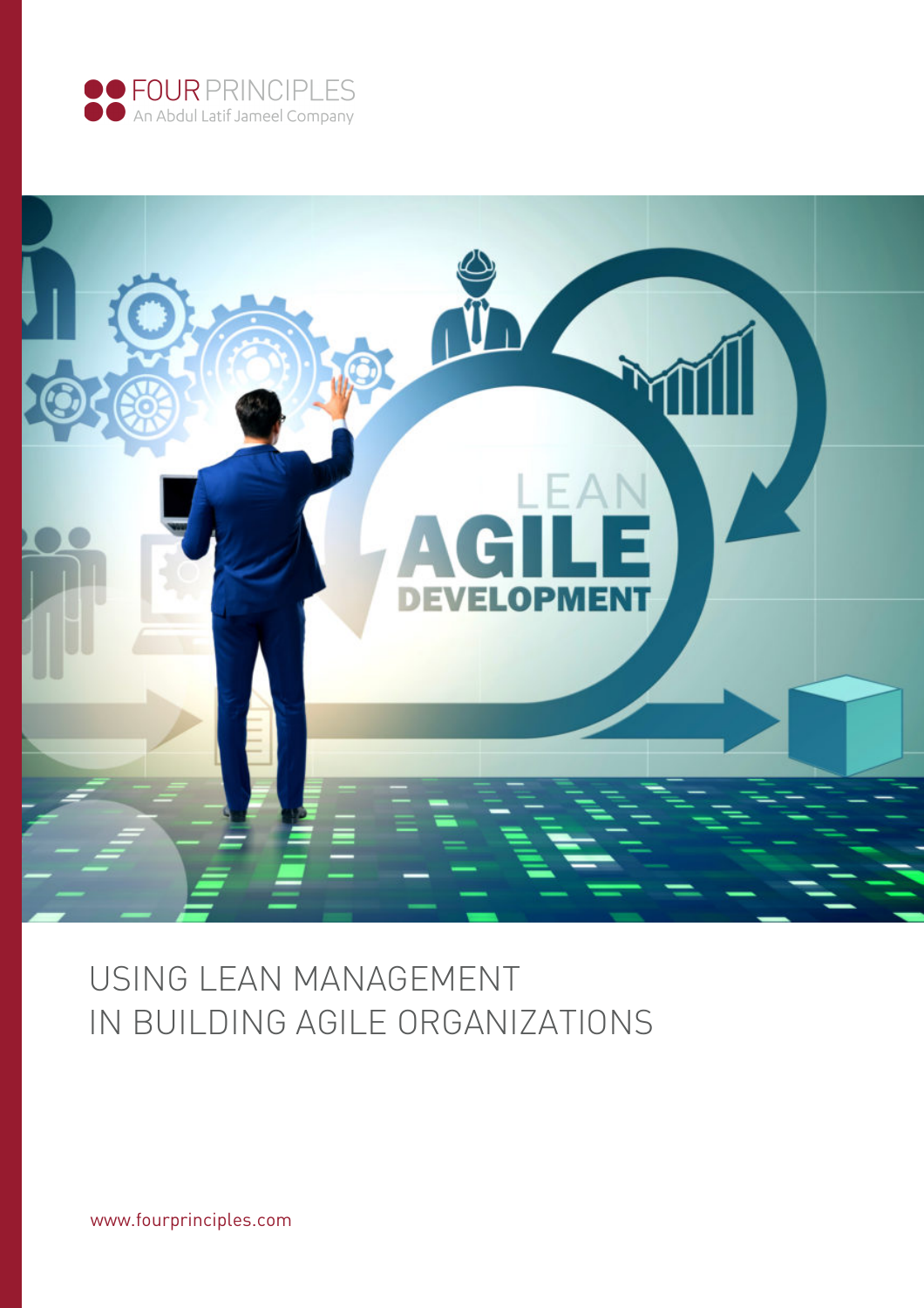FOUR PRINCIPLES
An Abdul Latif Jameel Company

# USING LEAN MANAGEMENT IN BUILDING AGILE ORGANIZATIONS

www.fourprinciples.com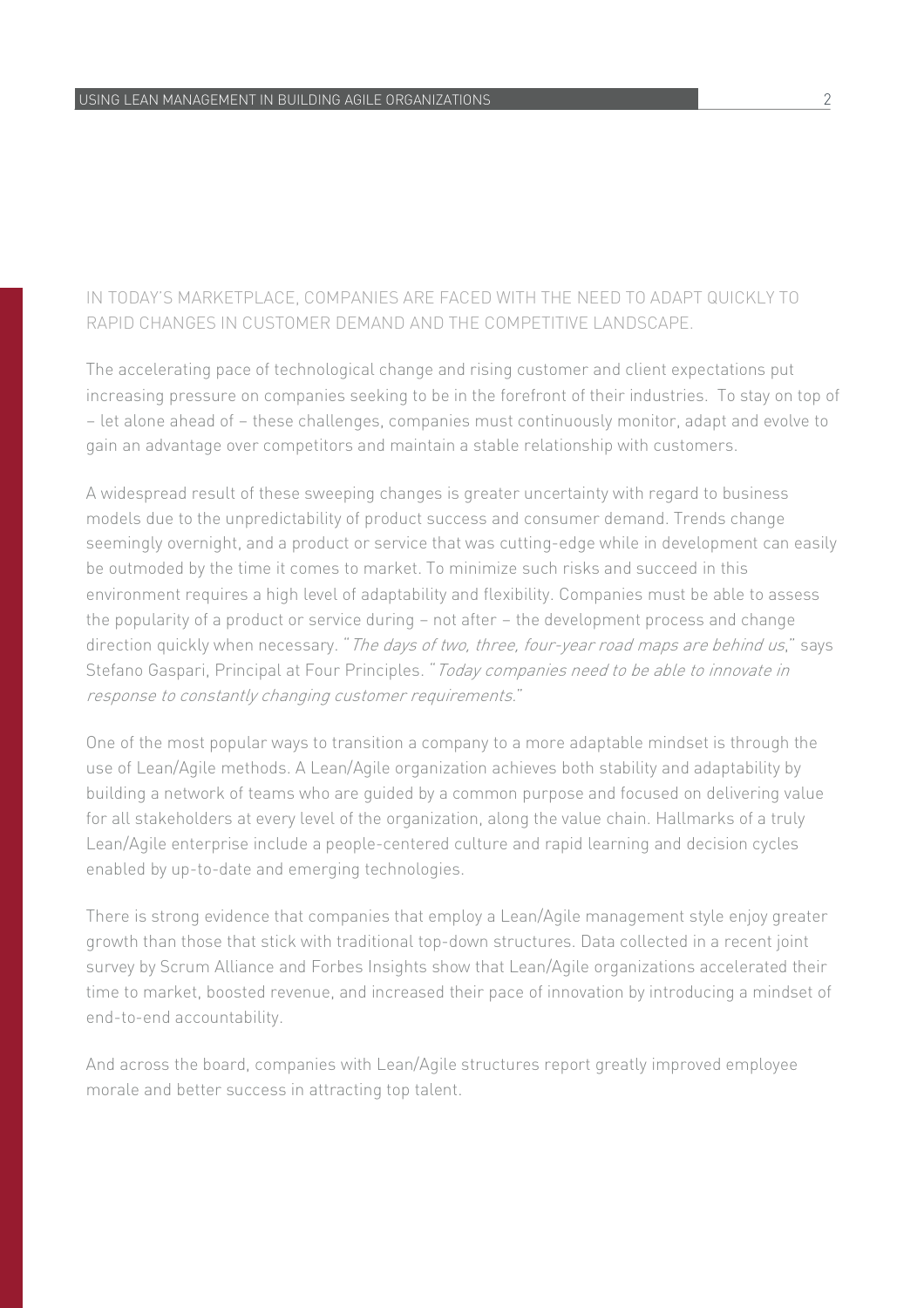IN TODAY'S MARKETPLACE, COMPANIES ARE FACED WITH THE NEED TO ADAPT QUICKLY TO RAPID CHANGES IN CUSTOMER DEMAND AND THE COMPETITIVE LANDSCAPE.

The accelerating pace of technological change and rising customer and client expectations put increasing pressure on companies seeking to be in the forefront of their industries. To stay on top of – let alone ahead of – these challenges, companies must continuously monitor, adapt and evolve to gain an advantage over competitors and maintain a stable relationship with customers.

A widespread result of these sweeping changes is greater uncertainty with regard to business models due to the unpredictability of product success and consumer demand. Trends change seemingly overnight, and a product or service that was cutting-edge while in development can easily be outmoded by the time it comes to market. To minimize such risks and succeed in this environment requires a high level of adaptability and flexibility. Companies must be able to assess the popularity of a product or service during – not after – the development process and change direction quickly when necessary. "*The days of two, three, four-year road maps are behind us*," says Stefano Gaspari, Principal at Four Principles. "*Today companies need to be able to innovate in response to constantly changing customer requirements.*"

One of the most popular ways to transition a company to a more adaptable mindset is through the use of Lean/Agile methods. A Lean/Agile organization achieves both stability and adaptability by building a network of teams who are guided by a common purpose and focused on delivering value for all stakeholders at every level of the organization, along the value chain. Hallmarks of a truly Lean/Agile enterprise include a people-centered culture and rapid learning and decision cycles enabled by up-to-date and emerging technologies.

There is strong evidence that companies that employ a Lean/Agile management style enjoy greater growth than those that stick with traditional top-down structures. Data collected in a recent joint survey by Scrum Alliance and Forbes Insights show that Lean/Agile organizations accelerated their time to market, boosted revenue, and increased their pace of innovation by introducing a mindset of end-to-end accountability.

And across the board, companies with Lean/Agile structures report greatly improved employee morale and better success in attracting top talent.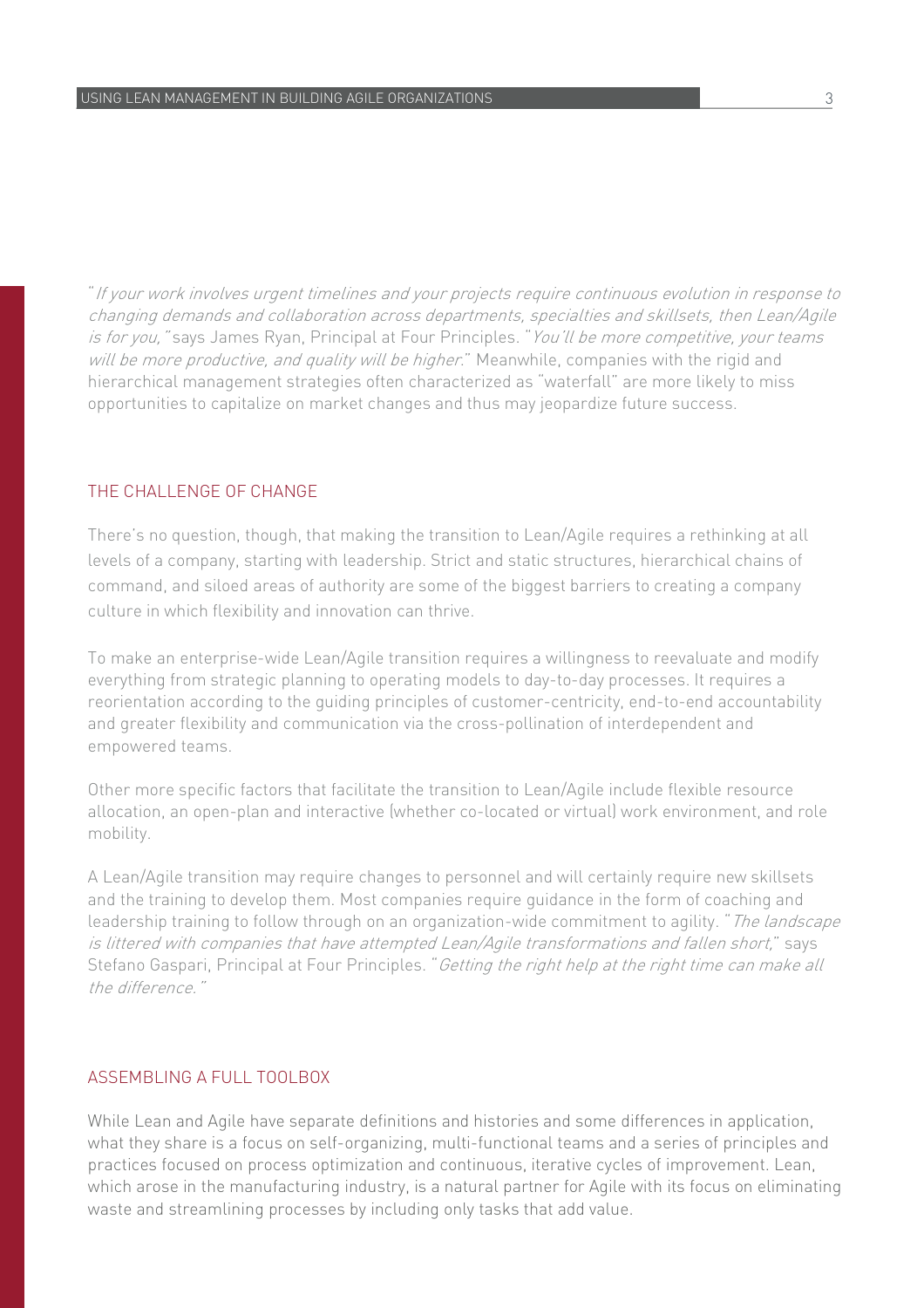"*If your work involves urgent timelines and your projects require continuous evolution in response to changing demands and collaboration across departments, specialties and skillsets, then Lean/Agile is for you,*" says James Ryan, Principal at Four Principles. "*You'll be more competitive, your teams will be more productive, and quality will be higher.*" Meanwhile, companies with the rigid and hierarchical management strategies often characterized as "waterfall" are more likely to miss opportunities to capitalize on market changes and thus may jeopardize future success.

## THE CHALLENGE OF CHANGE

There's no question, though, that making the transition to Lean/Agile requires a rethinking at all levels of a company, starting with leadership. Strict and static structures, hierarchical chains of command, and siloed areas of authority are some of the biggest barriers to creating a company culture in which flexibility and innovation can thrive.

To make an enterprise-wide Lean/Agile transition requires a willingness to reevaluate and modify everything from strategic planning to operating models to day-to-day processes. It requires a reorientation according to the guiding principles of customer-centricity, end-to-end accountability and greater flexibility and communication via the cross-pollination of interdependent and empowered teams.

Other more specific factors that facilitate the transition to Lean/Agile include flexible resource allocation, an open-plan and interactive (whether co-located or virtual) work environment, and role mobility.

A Lean/Agile transition may require changes to personnel and will certainly require new skillsets and the training to develop them. Most companies require guidance in the form of coaching and leadership training to follow through on an organization-wide commitment to agility. "*The landscape is littered with companies that have attempted Lean/Agile transformations and fallen short,*" says Stefano Gaspari, Principal at Four Principles. "*Getting the right help at the right time can make all the difference.*"

## ASSEMBLING A FULL TOOLBOX

While Lean and Agile have separate definitions and histories and some differences in application, what they share is a focus on self-organizing, multi-functional teams and a series of principles and practices focused on process optimization and continuous, iterative cycles of improvement. Lean, which arose in the manufacturing industry, is a natural partner for Agile with its focus on eliminating waste and streamlining processes by including only tasks that add value.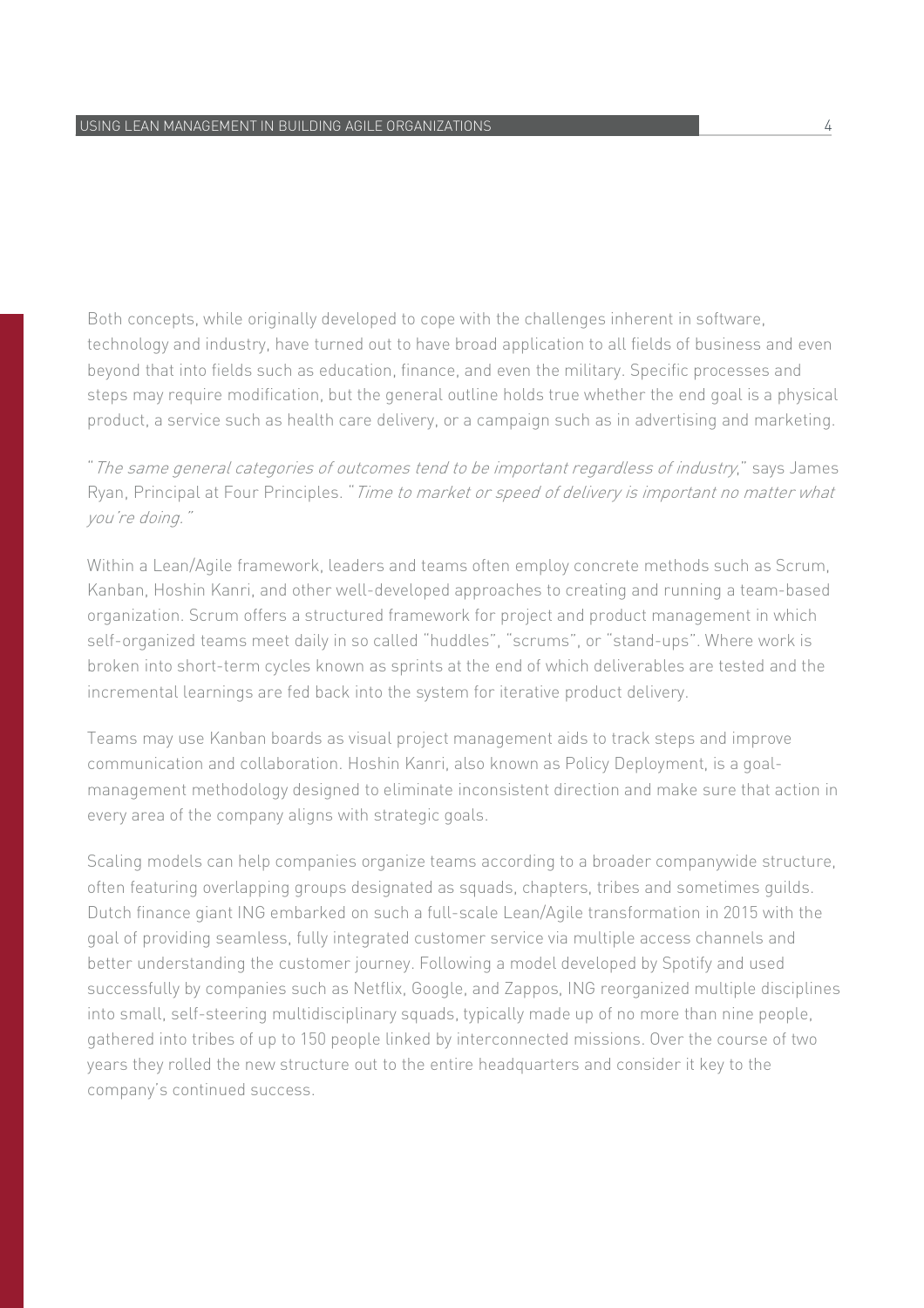Both concepts, while originally developed to cope with the challenges inherent in software, technology and industry, have turned out to have broad application to all fields of business and even beyond that into fields such as education, finance, and even the military. Specific processes and steps may require modification, but the general outline holds true whether the end goal is a physical product, a service such as health care delivery, or a campaign such as in advertising and marketing.

"*The same general categories of outcomes tend to be important regardless of industry*," says James Ryan, Principal at Four Principles. "*Time to market or speed of delivery is important no matter what you're doing.*"

Within a Lean/Agile framework, leaders and teams often employ concrete methods such as Scrum, Kanban, Hoshin Kanri, and other well-developed approaches to creating and running a team-based organization. Scrum offers a structured framework for project and product management in which self-organized teams meet daily in so called "huddles", "scrums", or "stand-ups". Where work is broken into short-term cycles known as sprints at the end of which deliverables are tested and the incremental learnings are fed back into the system for iterative product delivery.

Teams may use Kanban boards as visual project management aids to track steps and improve communication and collaboration. Hoshin Kanri, also known as Policy Deployment, is a goal-management methodology designed to eliminate inconsistent direction and make sure that action in every area of the company aligns with strategic goals.

Scaling models can help companies organize teams according to a broader companywide structure, often featuring overlapping groups designated as squads, chapters, tribes and sometimes guilds. Dutch finance giant ING embarked on such a full-scale Lean/Agile transformation in 2015 with the goal of providing seamless, fully integrated customer service via multiple access channels and better understanding the customer journey. Following a model developed by Spotify and used successfully by companies such as Netflix, Google, and Zappos, ING reorganized multiple disciplines into small, self-steering multidisciplinary squads, typically made up of no more than nine people, gathered into tribes of up to 150 people linked by interconnected missions. Over the course of two years they rolled the new structure out to the entire headquarters and consider it key to the company's continued success.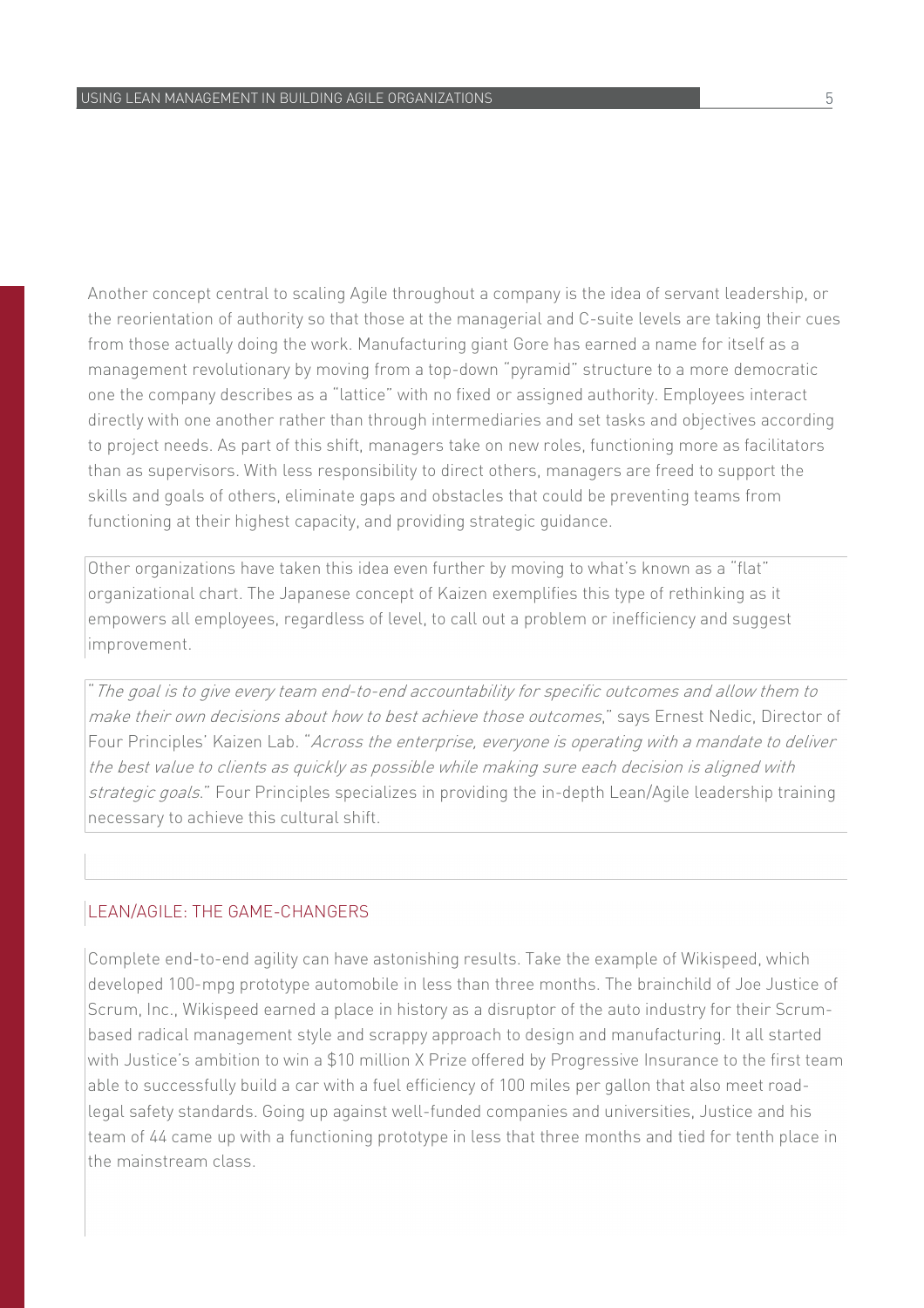Another concept central to scaling Agile throughout a company is the idea of servant leadership, or the reorientation of authority so that those at the managerial and C-suite levels are taking their cues from those actually doing the work. Manufacturing giant Gore has earned a name for itself as a management revolutionary by moving from a top-down "pyramid" structure to a more democratic one the company describes as a "lattice" with no fixed or assigned authority. Employees interact directly with one another rather than through intermediaries and set tasks and objectives according to project needs. As part of this shift, managers take on new roles, functioning more as facilitators than as supervisors. With less responsibility to direct others, managers are freed to support the skills and goals of others, eliminate gaps and obstacles that could be preventing teams from functioning at their highest capacity, and providing strategic guidance.

Other organizations have taken this idea even further by moving to what's known as a "flat" organizational chart. The Japanese concept of Kaizen exemplifies this type of rethinking as it empowers all employees, regardless of level, to call out a problem or inefficiency and suggest improvement.

"*The goal is to give every team end-to-end accountability for specific outcomes and allow them to make their own decisions about how to best achieve those outcomes*," says Ernest Nedic, Director of Four Principles' Kaizen Lab. "*Across the enterprise, everyone is operating with a mandate to deliver the best value to clients as quickly as possible while making sure each decision is aligned with strategic goals*." Four Principles specializes in providing the in-depth Lean/Agile leadership training necessary to achieve this cultural shift.

## LEAN/AGILE: THE GAME-CHANGERS

Complete end-to-end agility can have astonishing results. Take the example of Wikispeed, which developed 100-mpg prototype automobile in less than three months. The brainchild of Joe Justice of Scrum, Inc., Wikispeed earned a place in history as a disruptor of the auto industry for their Scrum-based radical management style and scrappy approach to design and manufacturing. It all started with Justice's ambition to win a $10 million X Prize offered by Progressive Insurance to the first team able to successfully build a car with a fuel efficiency of 100 miles per gallon that also meet road-legal safety standards. Going up against well-funded companies and universities, Justice and his team of 44 came up with a functioning prototype in less that three months and tied for tenth place in the mainstream class.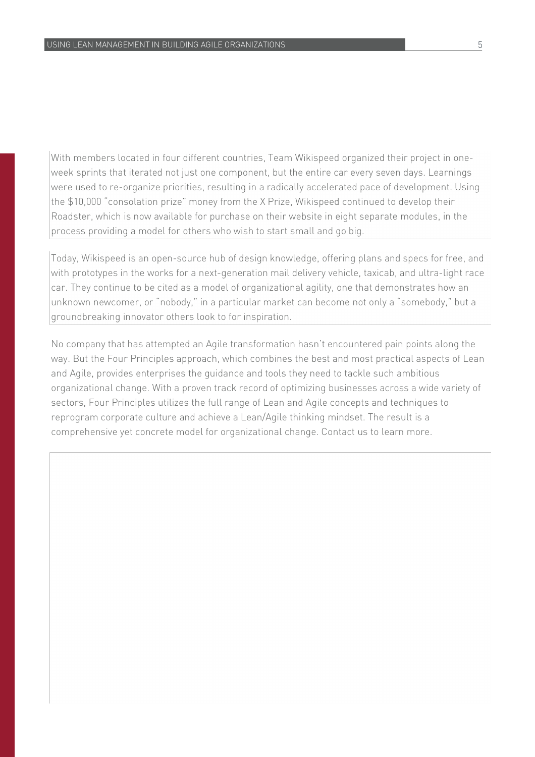With members located in four different countries, Team Wikispeed organized their project in one-week sprints that iterated not just one component, but the entire car every seven days. Learnings were used to re-organize priorities, resulting in a radically accelerated pace of development. Using the $10,000 "consolation prize" money from the X Prize, Wikispeed continued to develop their Roadster, which is now available for purchase on their website in eight separate modules, in the process providing a model for others who wish to start small and go big.

Today, Wikispeed is an open-source hub of design knowledge, offering plans and specs for free, and with prototypes in the works for a next-generation mail delivery vehicle, taxicab, and ultra-light race car. They continue to be cited as a model of organizational agility, one that demonstrates how an unknown newcomer, or "nobody," in a particular market can become not only a "somebody," but a groundbreaking innovator others look to for inspiration.

No company that has attempted an Agile transformation hasn't encountered pain points along the way. But the Four Principles approach, which combines the best and most practical aspects of Lean and Agile, provides enterprises the guidance and tools they need to tackle such ambitious organizational change. With a proven track record of optimizing businesses across a wide variety of sectors, Four Principles utilizes the full range of Lean and Agile concepts and techniques to reprogram corporate culture and achieve a Lean/Agile thinking mindset. The result is a comprehensive yet concrete model for organizational change. Contact us to learn more.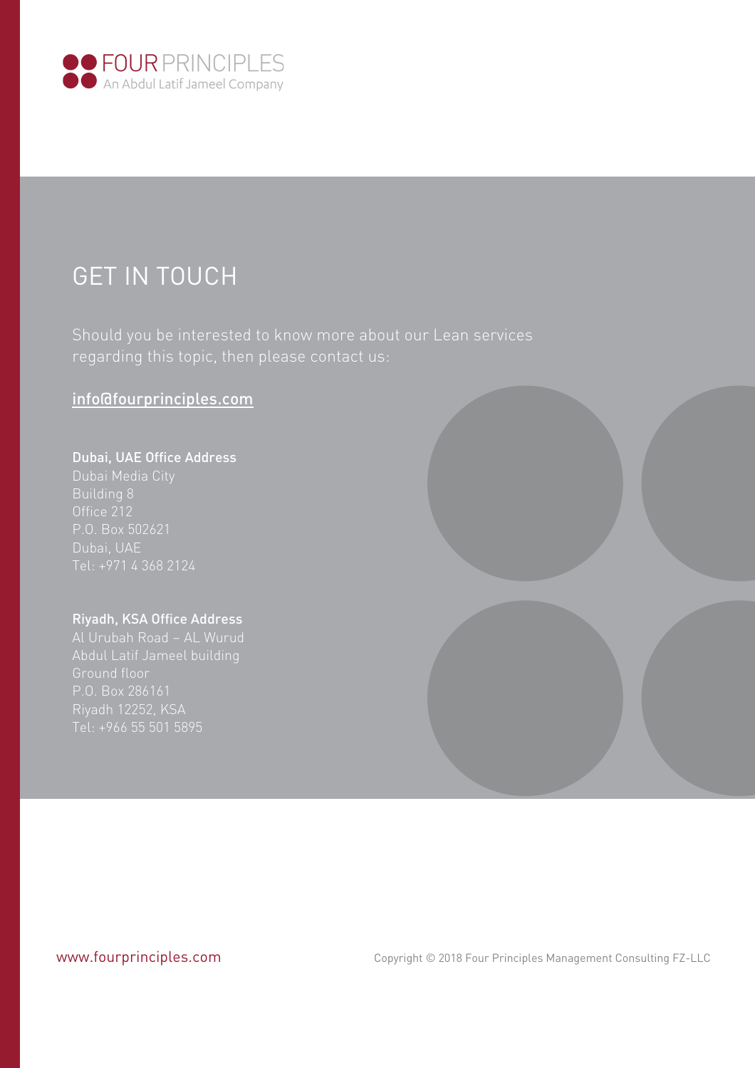FOUR PRINCIPLES
An Abdul Latif Jameel Company

# GET IN TOUCH

Should you be interested to know more about our Lean services regarding this topic, then please contact us:

info@fourprinciples.com

**Dubai, UAE Office Address**
Dubai Media City
Building 8
Office 212
P.O. Box 502621
Dubai, UAE
Tel: +971 4 368 2124

**Riyadh, KSA Office Address**
Al Urubah Road – AL Wurud
Abdul Latif Jameel building
Ground floor
P.O. Box 286161
Riyadh 12252, KSA
Tel: +966 55 501 5895

www.fourprinciples.com

Copyright © 2018 Four Principles Management Consulting FZ-LLC